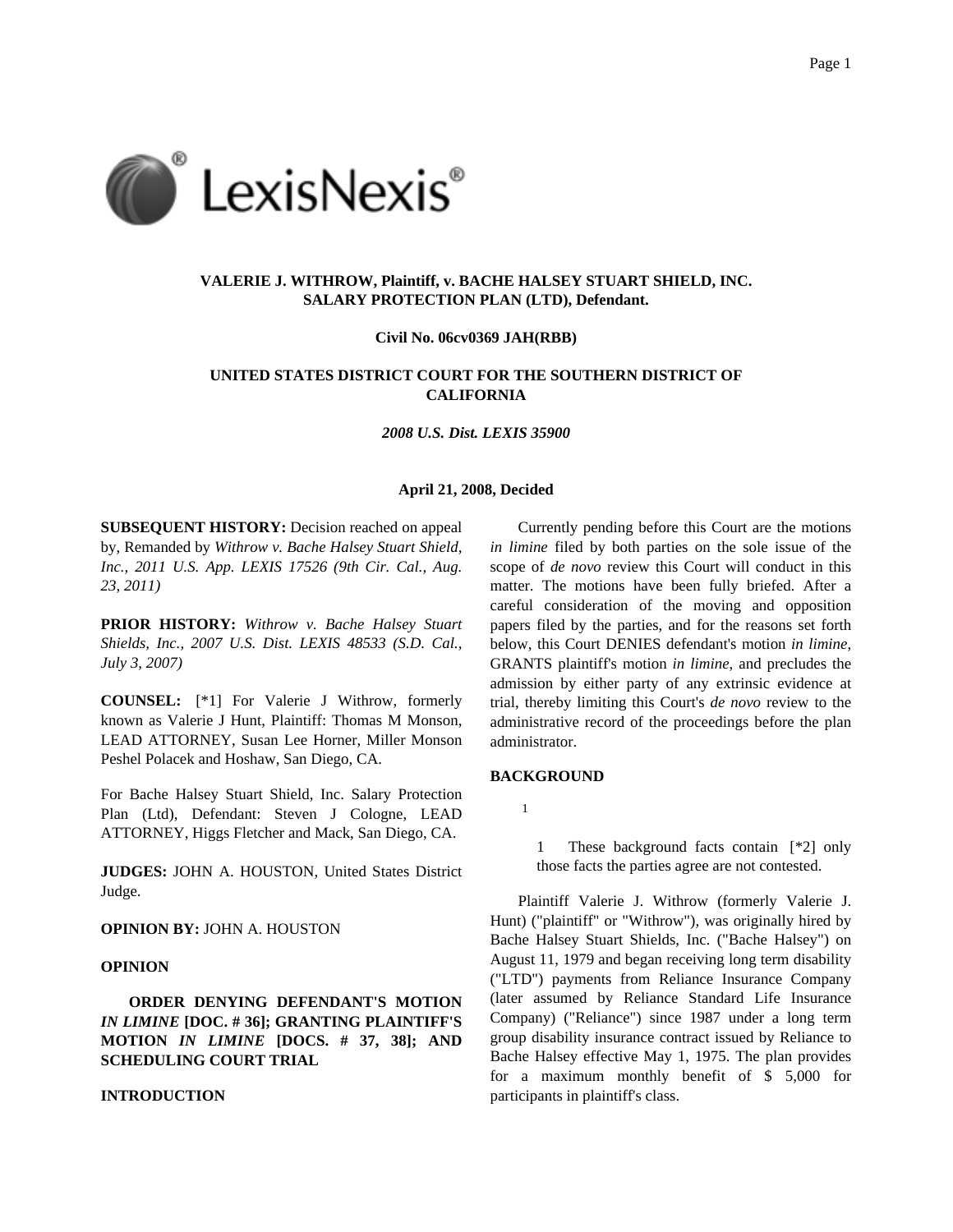**VALERIE J. WITHROW, Plaintiff, v. BACHE HALSEY STUART SHIELD, INC. SALARY PROTECTION PLAN (LTD), Defendant.**

**Civil No. 06cv0369 JAH(RBB)**

**UNITED STATES DISTRICT COURT FOR THE SOUTHERN DISTRICT OF CALIFORNIA**

***2008 U.S. Dist. LEXIS 35900***

**April 21, 2008, Decided**

**SUBSEQUENT HISTORY:** Decision reached on appeal by, Remanded by *Withrow v. Bache Halsey Stuart Shield, Inc., 2011 U.S. App. LEXIS 17526 (9th Cir. Cal., Aug. 23, 2011)*

**PRIOR HISTORY:** *Withrow v. Bache Halsey Stuart Shields, Inc., 2007 U.S. Dist. LEXIS 48533 (S.D. Cal., July 3, 2007)*

**COUNSEL:** [*1] For Valerie J Withrow, formerly known as Valerie J Hunt, Plaintiff: Thomas M Monson, LEAD ATTORNEY, Susan Lee Horner, Miller Monson Peshel Polacek and Hoshaw, San Diego, CA.

For Bache Halsey Stuart Shield, Inc. Salary Protection Plan (Ltd), Defendant: Steven J Cologne, LEAD ATTORNEY, Higgs Fletcher and Mack, San Diego, CA.

**JUDGES:** JOHN A. HOUSTON, United States District Judge.

**OPINION BY:** JOHN A. HOUSTON

**OPINION**

**ORDER DENYING DEFENDANT'S MOTION *IN LIMINE* [DOC. # 36]; GRANTING PLAINTIFF'S MOTION *IN LIMINE* [DOCS. # 37, 38]; AND SCHEDULING COURT TRIAL**

**INTRODUCTION**

Currently pending before this Court are the motions *in limine* filed by both parties on the sole issue of the scope of *de novo* review this Court will conduct in this matter. The motions have been fully briefed. After a careful consideration of the moving and opposition papers filed by the parties, and for the reasons set forth below, this Court DENIES defendant's motion *in limine*, GRANTS plaintiff's motion *in limine*, and precludes the admission by either party of any extrinsic evidence at trial, thereby limiting this Court's *de novo* review to the administrative record of the proceedings before the plan administrator.

**BACKGROUND**

[1]

1 These background facts contain [*2] only those facts the parties agree are not contested.

Plaintiff Valerie J. Withrow (formerly Valerie J. Hunt) ("plaintiff" or "Withrow"), was originally hired by Bache Halsey Stuart Shields, Inc. ("Bache Halsey") on August 11, 1979 and began receiving long term disability ("LTD") payments from Reliance Insurance Company (later assumed by Reliance Standard Life Insurance Company) ("Reliance") since 1987 under a long term group disability insurance contract issued by Reliance to Bache Halsey effective May 1, 1975. The plan provides for a maximum monthly benefit of $ 5,000 for participants in plaintiff's class.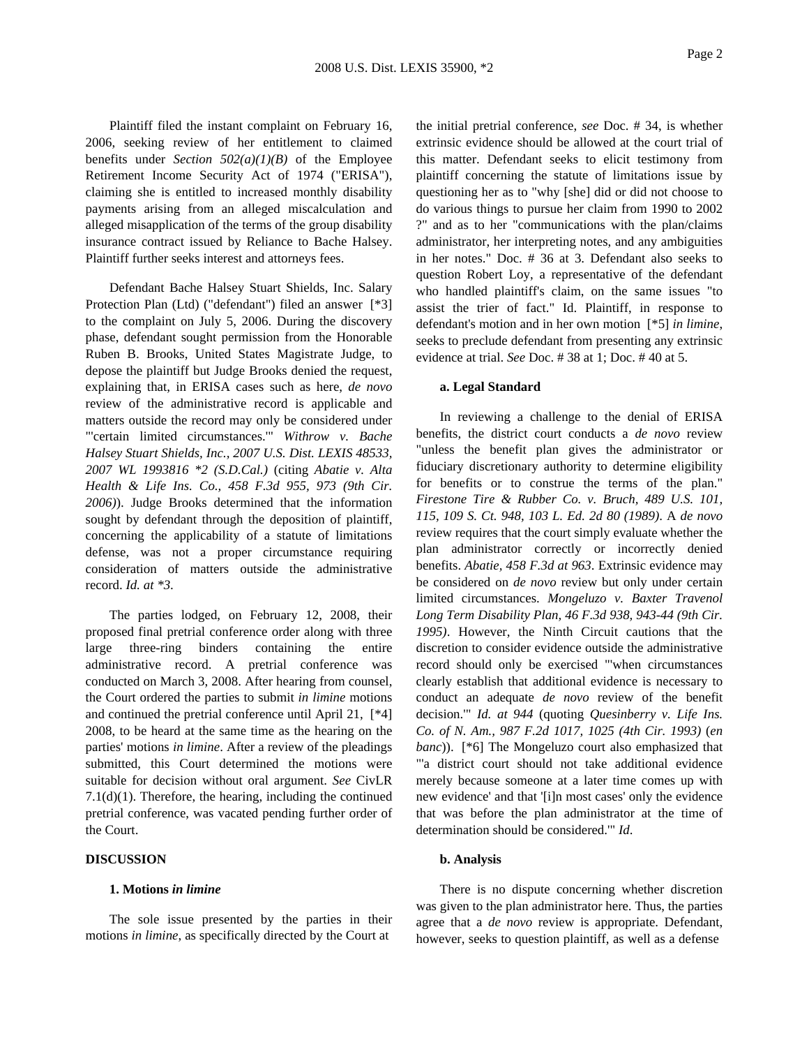Plaintiff filed the instant complaint on February 16, 2006, seeking review of her entitlement to claimed benefits under *Section 502(a)(1)(B)* of the Employee Retirement Income Security Act of 1974 ("ERISA"), claiming she is entitled to increased monthly disability payments arising from an alleged miscalculation and alleged misapplication of the terms of the group disability insurance contract issued by Reliance to Bache Halsey. Plaintiff further seeks interest and attorneys fees.

Defendant Bache Halsey Stuart Shields, Inc. Salary Protection Plan (Ltd) ("defendant") filed an answer [*3] to the complaint on July 5, 2006. During the discovery phase, defendant sought permission from the Honorable Ruben B. Brooks, United States Magistrate Judge, to depose the plaintiff but Judge Brooks denied the request, explaining that, in ERISA cases such as here, *de novo* review of the administrative record is applicable and matters outside the record may only be considered under "'certain limited circumstances.'" *Withrow v. Bache Halsey Stuart Shields, Inc., 2007 U.S. Dist. LEXIS 48533, 2007 WL 1993816 *2 (S.D.Cal.)* (citing *Abatie v. Alta Health & Life Ins. Co., 458 F.3d 955, 973 (9th Cir. 2006)*). Judge Brooks determined that the information sought by defendant through the deposition of plaintiff, concerning the applicability of a statute of limitations defense, was not a proper circumstance requiring consideration of matters outside the administrative record. *Id. at *3*.

The parties lodged, on February 12, 2008, their proposed final pretrial conference order along with three large three-ring binders containing the entire administrative record. A pretrial conference was conducted on March 3, 2008. After hearing from counsel, the Court ordered the parties to submit *in limine* motions and continued the pretrial conference until April 21, [*4] 2008, to be heard at the same time as the hearing on the parties' motions *in limine*. After a review of the pleadings submitted, this Court determined the motions were suitable for decision without oral argument. *See* CivLR 7.1(d)(1). Therefore, the hearing, including the continued pretrial conference, was vacated pending further order of the Court.

**DISCUSSION**

**1. Motions *in limine***

The sole issue presented by the parties in their motions *in limine*, as specifically directed by the Court at the initial pretrial conference, *see* Doc. # 34, is whether extrinsic evidence should be allowed at the court trial of this matter. Defendant seeks to elicit testimony from plaintiff concerning the statute of limitations issue by questioning her as to "why [she] did or did not choose to do various things to pursue her claim from 1990 to 2002 ?" and as to her "communications with the plan/claims administrator, her interpreting notes, and any ambiguities in her notes." Doc. # 36 at 3. Defendant also seeks to question Robert Loy, a representative of the defendant who handled plaintiff's claim, on the same issues "to assist the trier of fact." Id. Plaintiff, in response to defendant's motion and in her own motion [*5] *in limine*, seeks to preclude defendant from presenting any extrinsic evidence at trial. *See* Doc. # 38 at 1; Doc. # 40 at 5.

**a. Legal Standard**

In reviewing a challenge to the denial of ERISA benefits, the district court conducts a *de novo* review "unless the benefit plan gives the administrator or fiduciary discretionary authority to determine eligibility for benefits or to construe the terms of the plan." *Firestone Tire & Rubber Co. v. Bruch, 489 U.S. 101, 115, 109 S. Ct. 948, 103 L. Ed. 2d 80 (1989)*. A *de novo* review requires that the court simply evaluate whether the plan administrator correctly or incorrectly denied benefits. *Abatie, 458 F.3d at 963*. Extrinsic evidence may be considered on *de novo* review but only under certain limited circumstances. *Mongeluzo v. Baxter Travenol Long Term Disability Plan, 46 F.3d 938, 943-44 (9th Cir. 1995)*. However, the Ninth Circuit cautions that the discretion to consider evidence outside the administrative record should only be exercised "'when circumstances clearly establish that additional evidence is necessary to conduct an adequate *de novo* review of the benefit decision.'" *Id. at 944* (quoting *Quesinberry v. Life Ins. Co. of N. Am., 987 F.2d 1017, 1025 (4th Cir. 1993)* (*en banc*)). [*6] The Mongeluzo court also emphasized that "'a district court should not take additional evidence merely because someone at a later time comes up with new evidence' and that '[i]n most cases' only the evidence that was before the plan administrator at the time of determination should be considered.'" *Id*.

**b. Analysis**

There is no dispute concerning whether discretion was given to the plan administrator here. Thus, the parties agree that a *de novo* review is appropriate. Defendant, however, seeks to question plaintiff, as well as a defense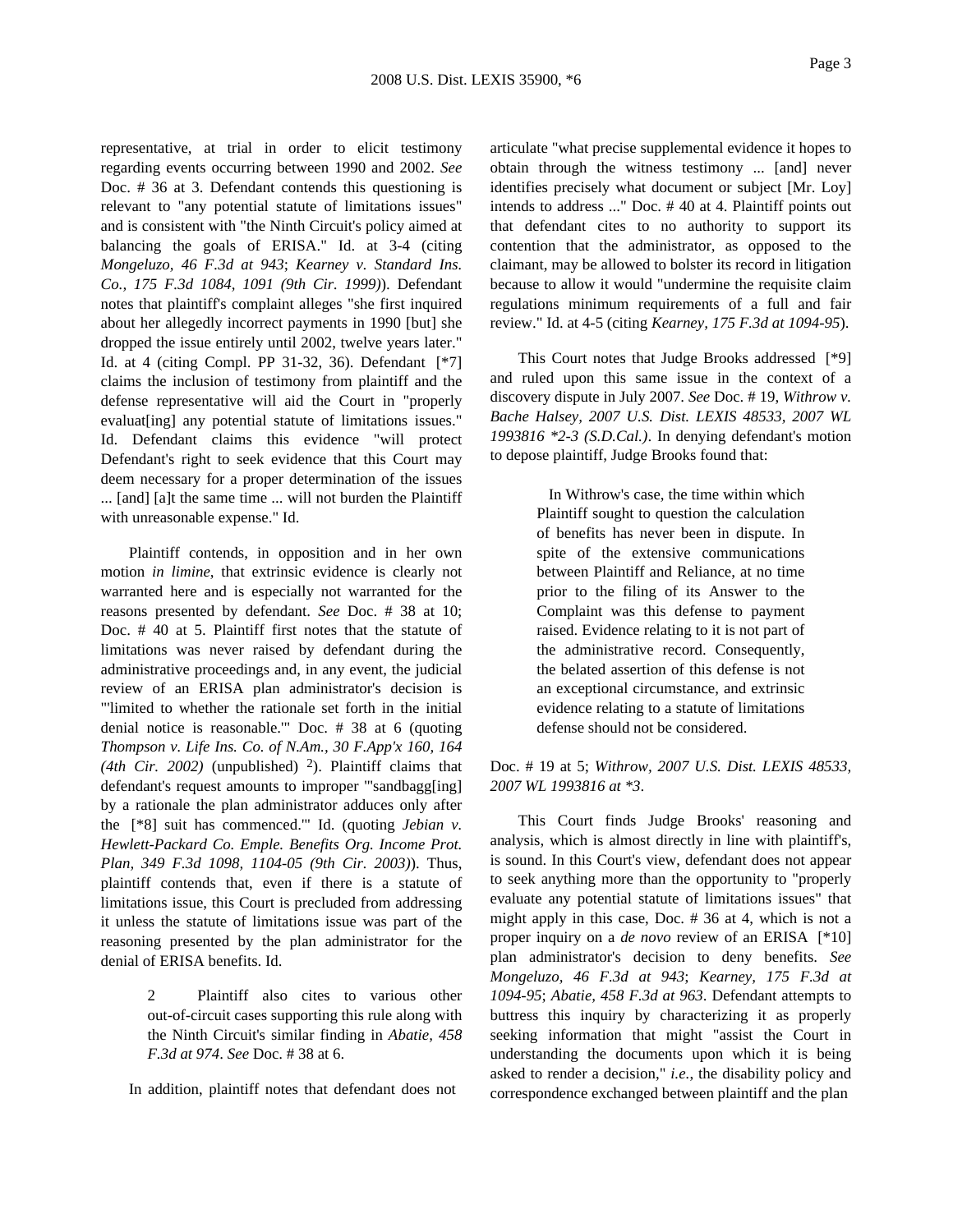representative, at trial in order to elicit testimony regarding events occurring between 1990 and 2002. *See* Doc. # 36 at 3. Defendant contends this questioning is relevant to "any potential statute of limitations issues" and is consistent with "the Ninth Circuit's policy aimed at balancing the goals of ERISA." Id. at 3-4 (citing *Mongeluzo, 46 F.3d at 943*; *Kearney v. Standard Ins. Co., 175 F.3d 1084, 1091 (9th Cir. 1999)*). Defendant notes that plaintiff's complaint alleges "she first inquired about her allegedly incorrect payments in 1990 [but] she dropped the issue entirely until 2002, twelve years later." Id. at 4 (citing Compl. PP 31-32, 36). Defendant [*7] claims the inclusion of testimony from plaintiff and the defense representative will aid the Court in "properly evaluat[ing] any potential statute of limitations issues." Id. Defendant claims this evidence "will protect Defendant's right to seek evidence that this Court may deem necessary for a proper determination of the issues ... [and] [a]t the same time ... will not burden the Plaintiff with unreasonable expense." Id.

Plaintiff contends, in opposition and in her own motion *in limine*, that extrinsic evidence is clearly not warranted here and is especially not warranted for the reasons presented by defendant. *See* Doc. # 38 at 10; Doc. # 40 at 5. Plaintiff first notes that the statute of limitations was never raised by defendant during the administrative proceedings and, in any event, the judicial review of an ERISA plan administrator's decision is "'limited to whether the rationale set forth in the initial denial notice is reasonable.'" Doc. # 38 at 6 (quoting *Thompson v. Life Ins. Co. of N.Am., 30 F.App'x 160, 164 (4th Cir. 2002)* (unpublished) [2]). Plaintiff claims that defendant's request amounts to improper "'sandbagg[ing] by a rationale the plan administrator adduces only after the [*8] suit has commenced.'" Id. (quoting *Jebian v. Hewlett-Packard Co. Emple. Benefits Org. Income Prot. Plan, 349 F.3d 1098, 1104-05 (9th Cir. 2003)*). Thus, plaintiff contends that, even if there is a statute of limitations issue, this Court is precluded from addressing it unless the statute of limitations issue was part of the reasoning presented by the plan administrator for the denial of ERISA benefits. Id.

> 2 Plaintiff also cites to various other out-of-circuit cases supporting this rule along with the Ninth Circuit's similar finding in *Abatie, 458 F.3d at 974*. *See* Doc. # 38 at 6.

In addition, plaintiff notes that defendant does not articulate "what precise supplemental evidence it hopes to obtain through the witness testimony ... [and] never identifies precisely what document or subject [Mr. Loy] intends to address ..." Doc. # 40 at 4. Plaintiff points out that defendant cites to no authority to support its contention that the administrator, as opposed to the claimant, may be allowed to bolster its record in litigation because to allow it would "undermine the requisite claim regulations minimum requirements of a full and fair review." Id. at 4-5 (citing *Kearney, 175 F.3d at 1094-95*).

This Court notes that Judge Brooks addressed [*9] and ruled upon this same issue in the context of a discovery dispute in July 2007. *See* Doc. # 19, *Withrow v. Bache Halsey, 2007 U.S. Dist. LEXIS 48533, 2007 WL 1993816 *2-3 (S.D.Cal.)*. In denying defendant's motion to depose plaintiff, Judge Brooks found that:

> In Withrow's case, the time within which Plaintiff sought to question the calculation of benefits has never been in dispute. In spite of the extensive communications between Plaintiff and Reliance, at no time prior to the filing of its Answer to the Complaint was this defense to payment raised. Evidence relating to it is not part of the administrative record. Consequently, the belated assertion of this defense is not an exceptional circumstance, and extrinsic evidence relating to a statute of limitations defense should not be considered.

Doc. # 19 at 5; *Withrow, 2007 U.S. Dist. LEXIS 48533, 2007 WL 1993816 at *3*.

This Court finds Judge Brooks' reasoning and analysis, which is almost directly in line with plaintiff's, is sound. In this Court's view, defendant does not appear to seek anything more than the opportunity to "properly evaluate any potential statute of limitations issues" that might apply in this case, Doc. # 36 at 4, which is not a proper inquiry on a *de novo* review of an ERISA [*10] plan administrator's decision to deny benefits. *See Mongeluzo, 46 F.3d at 943*; *Kearney, 175 F.3d at 1094-95*; *Abatie, 458 F.3d at 963*. Defendant attempts to buttress this inquiry by characterizing it as properly seeking information that might "assist the Court in understanding the documents upon which it is being asked to render a decision," *i.e.*, the disability policy and correspondence exchanged between plaintiff and the plan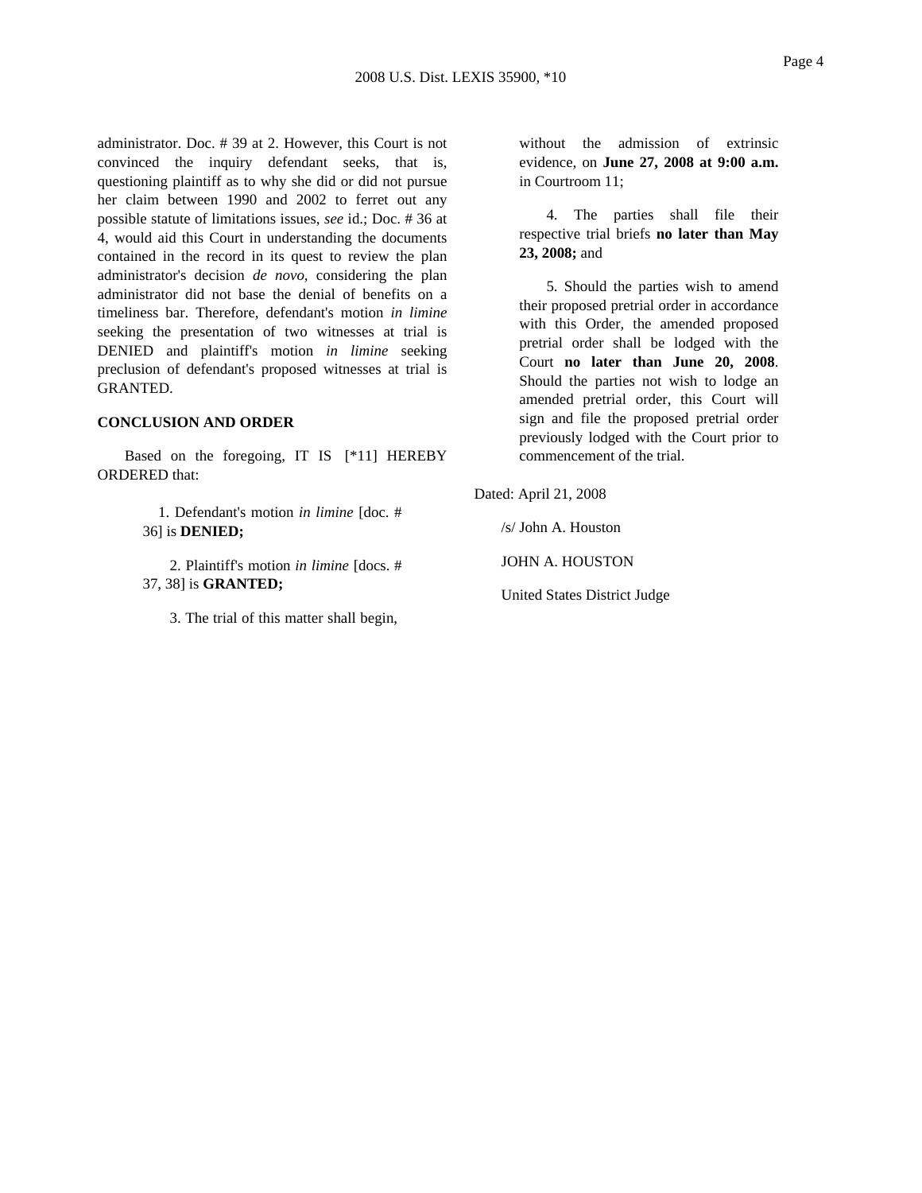administrator. Doc. # 39 at 2. However, this Court is not convinced the inquiry defendant seeks, that is, questioning plaintiff as to why she did or did not pursue her claim between 1990 and 2002 to ferret out any possible statute of limitations issues, *see* id.; Doc. # 36 at 4, would aid this Court in understanding the documents contained in the record in its quest to review the plan administrator's decision *de novo*, considering the plan administrator did not base the denial of benefits on a timeliness bar. Therefore, defendant's motion *in limine* seeking the presentation of two witnesses at trial is DENIED and plaintiff's motion *in limine* seeking preclusion of defendant's proposed witnesses at trial is GRANTED.

**CONCLUSION AND ORDER**

Based on the foregoing, IT IS [*11] HEREBY ORDERED that:

> 1. Defendant's motion *in limine* [doc. # 36] is **DENIED;**
>
> 2. Plaintiff's motion *in limine* [docs. # 37, 38] is **GRANTED;**
>
> 3. The trial of this matter shall begin, without the admission of extrinsic evidence, on **June 27, 2008 at 9:00 a.m.** in Courtroom 11;
>
> 4. The parties shall file their respective trial briefs **no later than May 23, 2008;** and
>
> 5. Should the parties wish to amend their proposed pretrial order in accordance with this Order, the amended proposed pretrial order shall be lodged with the Court **no later than June 20, 2008**. Should the parties not wish to lodge an amended pretrial order, this Court will sign and file the proposed pretrial order previously lodged with the Court prior to commencement of the trial.

Dated: April 21, 2008

/s/ John A. Houston

JOHN A. HOUSTON

United States District Judge